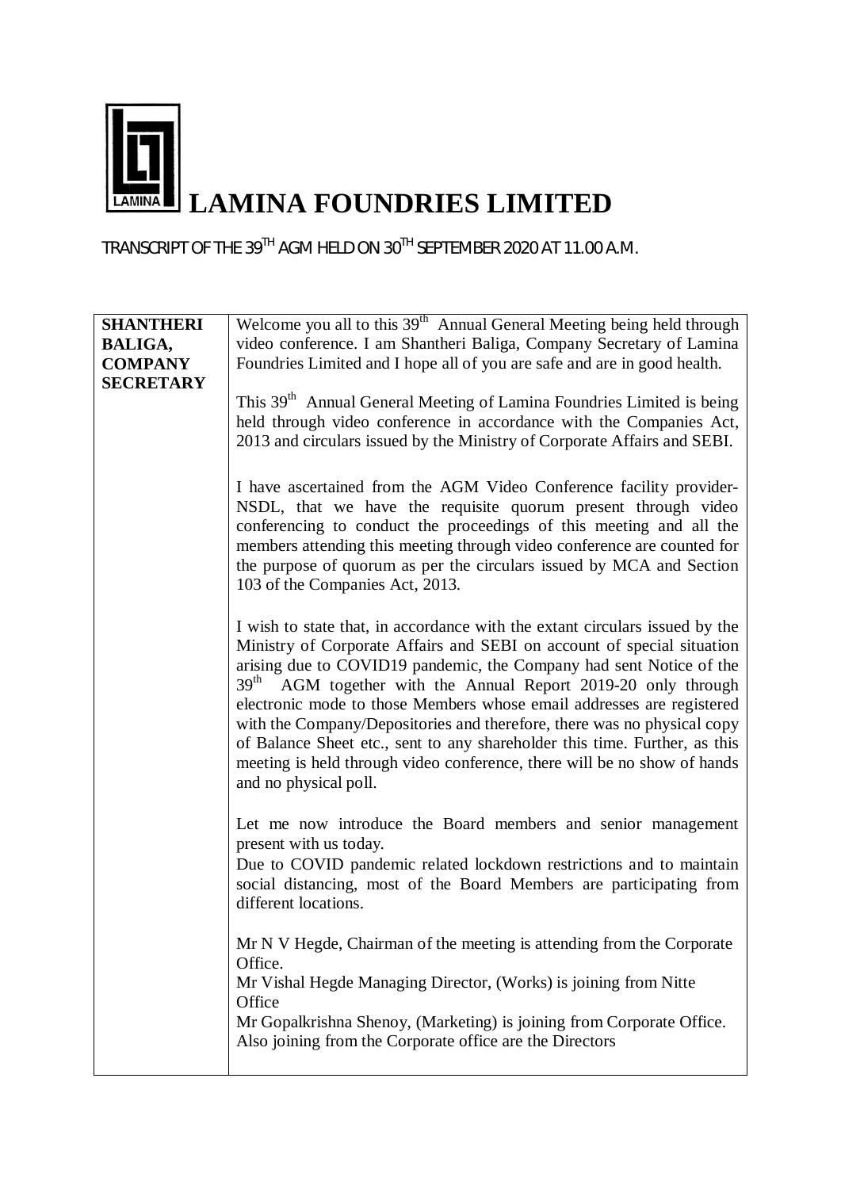# LAMINA FOUNDRIES LIMITED

TRANSCRIPT OF THE 39TH AGM HELD ON 30TH SEPTEMBER 2020 AT 11.00 A.M.

| | |
|---|---|
| **SHANTHERI BALIGA, COMPANY SECRETARY** | Welcome you all to this 39th Annual General Meeting being held through video conference. I am Shantheri Baliga, Company Secretary of Lamina Foundries Limited and I hope all of you are safe and are in good health.<br><br>This 39th Annual General Meeting of Lamina Foundries Limited is being held through video conference in accordance with the Companies Act, 2013 and circulars issued by the Ministry of Corporate Affairs and SEBI.<br><br>I have ascertained from the AGM Video Conference facility provider- NSDL, that we have the requisite quorum present through video conferencing to conduct the proceedings of this meeting and all the members attending this meeting through video conference are counted for the purpose of quorum as per the circulars issued by MCA and Section 103 of the Companies Act, 2013.<br><br>I wish to state that, in accordance with the extant circulars issued by the Ministry of Corporate Affairs and SEBI on account of special situation arising due to COVID19 pandemic, the Company had sent Notice of the 39th AGM together with the Annual Report 2019-20 only through electronic mode to those Members whose email addresses are registered with the Company/Depositories and therefore, there was no physical copy of Balance Sheet etc., sent to any shareholder this time. Further, as this meeting is held through video conference, there will be no show of hands and no physical poll.<br><br>Let me now introduce the Board members and senior management present with us today.<br>Due to COVID pandemic related lockdown restrictions and to maintain social distancing, most of the Board Members are participating from different locations.<br><br>Mr N V Hegde, Chairman of the meeting is attending from the Corporate Office.<br>Mr Vishal Hegde Managing Director, (Works) is joining from Nitte Office<br>Mr Gopalkrishna Shenoy, (Marketing) is joining from Corporate Office.<br>Also joining from the Corporate office are the Directors |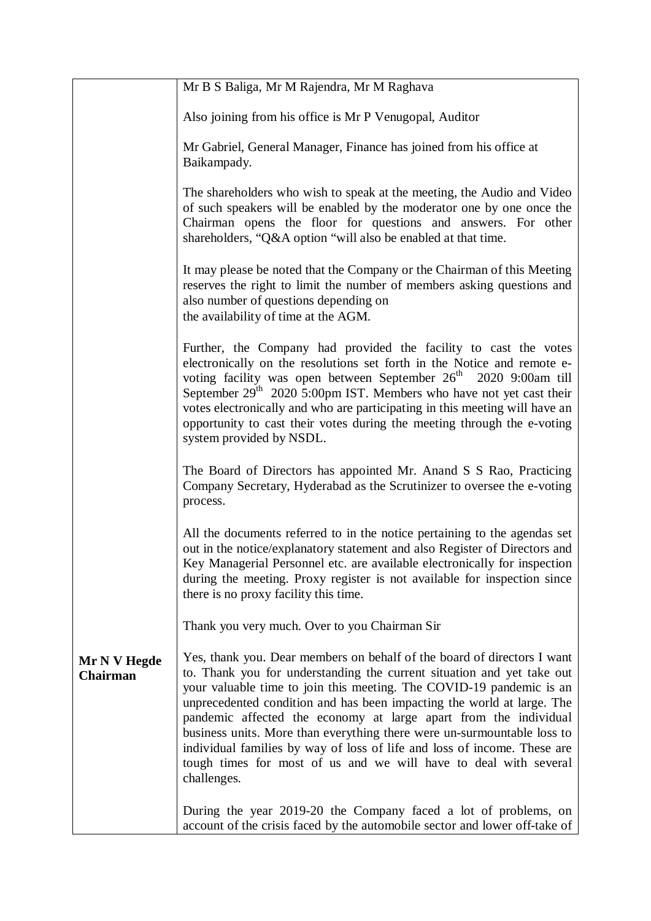| | |
|---|---|
| | Mr B S Baliga, Mr M Rajendra, Mr M Raghava<br><br>Also joining from his office is Mr P Venugopal, Auditor<br><br>Mr Gabriel, General Manager, Finance has joined from his office at Baikampady.<br><br>The shareholders who wish to speak at the meeting, the Audio and Video of such speakers will be enabled by the moderator one by one once the Chairman opens the floor for questions and answers. For other shareholders, "Q&A option "will also be enabled at that time.<br><br>It may please be noted that the Company or the Chairman of this Meeting reserves the right to limit the number of members asking questions and also number of questions depending on the availability of time at the AGM.<br><br>Further, the Company had provided the facility to cast the votes electronically on the resolutions set forth in the Notice and remote e-voting facility was open between September 26th 2020 9:00am till September 29th 2020 5:00pm IST. Members who have not yet cast their votes electronically and who are participating in this meeting will have an opportunity to cast their votes during the meeting through the e-voting system provided by NSDL.<br><br>The Board of Directors has appointed Mr. Anand S S Rao, Practicing Company Secretary, Hyderabad as the Scrutinizer to oversee the e-voting process.<br><br>All the documents referred to in the notice pertaining to the agendas set out in the notice/explanatory statement and also Register of Directors and Key Managerial Personnel etc. are available electronically for inspection during the meeting. Proxy register is not available for inspection since there is no proxy facility this time.<br><br>Thank you very much. Over to you Chairman Sir |
| **Mr N V Hegde Chairman** | Yes, thank you. Dear members on behalf of the board of directors I want to. Thank you for understanding the current situation and yet take out your valuable time to join this meeting. The COVID-19 pandemic is an unprecedented condition and has been impacting the world at large. The pandemic affected the economy at large apart from the individual business units. More than everything there were un-surmountable loss to individual families by way of loss of life and loss of income. These are tough times for most of us and we will have to deal with several challenges.<br><br>During the year 2019-20 the Company faced a lot of problems, on account of the crisis faced by the automobile sector and lower off-take of |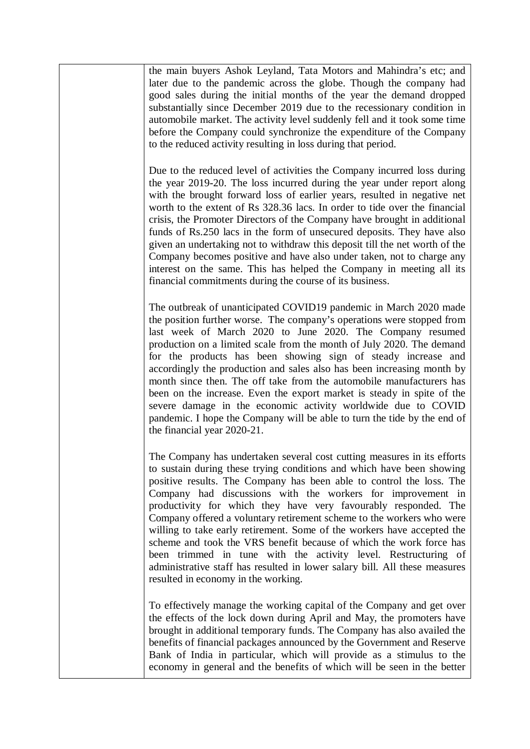| | |
|---|---|
| | the main buyers Ashok Leyland, Tata Motors and Mahindra's etc; and later due to the pandemic across the globe. Though the company had good sales during the initial months of the year the demand dropped substantially since December 2019 due to the recessionary condition in automobile market. The activity level suddenly fell and it took some time before the Company could synchronize the expenditure of the Company to the reduced activity resulting in loss during that period.<br><br>Due to the reduced level of activities the Company incurred loss during the year 2019-20. The loss incurred during the year under report along with the brought forward loss of earlier years, resulted in negative net worth to the extent of Rs 328.36 lacs. In order to tide over the financial crisis, the Promoter Directors of the Company have brought in additional funds of Rs.250 lacs in the form of unsecured deposits. They have also given an undertaking not to withdraw this deposit till the net worth of the Company becomes positive and have also under taken, not to charge any interest on the same. This has helped the Company in meeting all its financial commitments during the course of its business.<br><br>The outbreak of unanticipated COVID19 pandemic in March 2020 made the position further worse. The company's operations were stopped from last week of March 2020 to June 2020. The Company resumed production on a limited scale from the month of July 2020. The demand for the products has been showing sign of steady increase and accordingly the production and sales also has been increasing month by month since then. The off take from the automobile manufacturers has been on the increase. Even the export market is steady in spite of the severe damage in the economic activity worldwide due to COVID pandemic. I hope the Company will be able to turn the tide by the end of the financial year 2020-21.<br><br>The Company has undertaken several cost cutting measures in its efforts to sustain during these trying conditions and which have been showing positive results. The Company has been able to control the loss. The Company had discussions with the workers for improvement in productivity for which they have very favourably responded. The Company offered a voluntary retirement scheme to the workers who were willing to take early retirement. Some of the workers have accepted the scheme and took the VRS benefit because of which the work force has been trimmed in tune with the activity level. Restructuring of administrative staff has resulted in lower salary bill. All these measures resulted in economy in the working.<br><br>To effectively manage the working capital of the Company and get over the effects of the lock down during April and May, the promoters have brought in additional temporary funds. The Company has also availed the benefits of financial packages announced by the Government and Reserve Bank of India in particular, which will provide as a stimulus to the economy in general and the benefits of which will be seen in the better |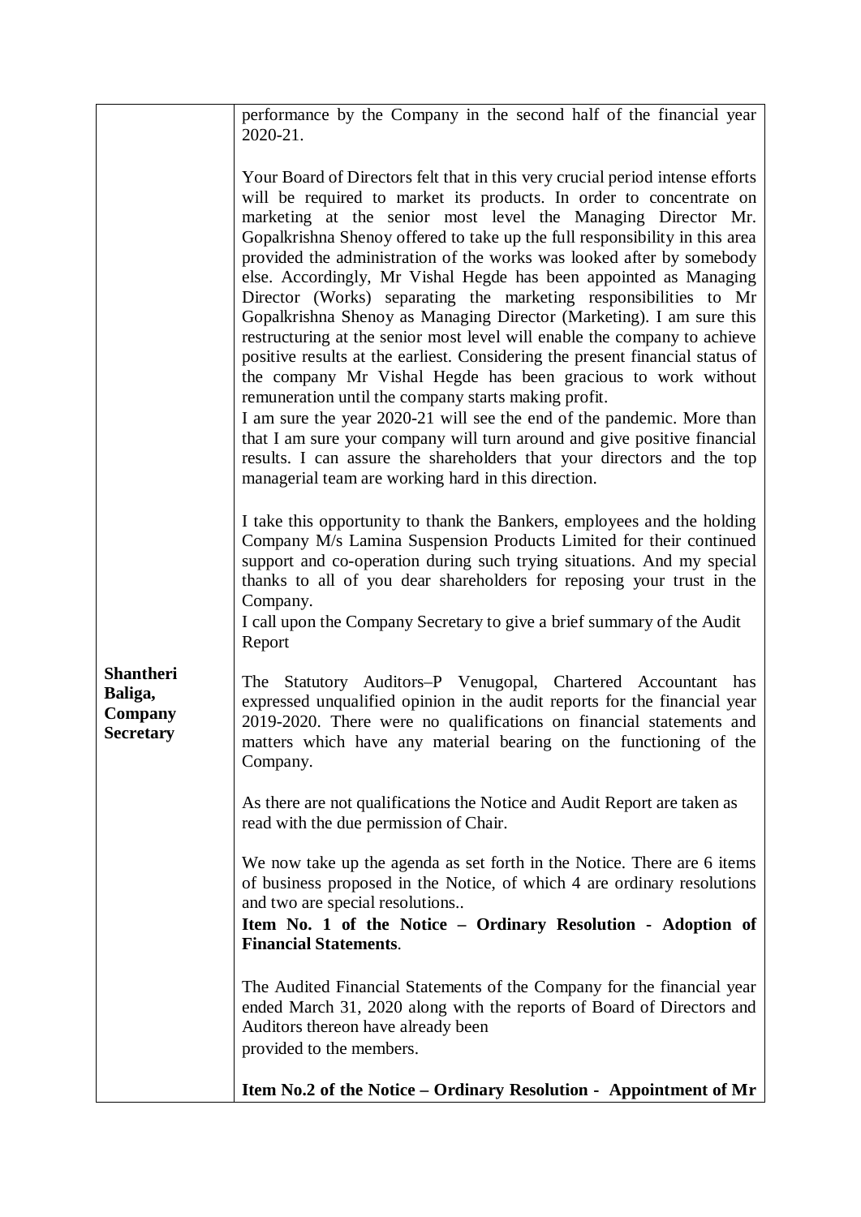| | |
|---|---|
| | performance by the Company in the second half of the financial year 2020-21.<br><br>Your Board of Directors felt that in this very crucial period intense efforts will be required to market its products. In order to concentrate on marketing at the senior most level the Managing Director Mr. Gopalkrishna Shenoy offered to take up the full responsibility in this area provided the administration of the works was looked after by somebody else. Accordingly, Mr Vishal Hegde has been appointed as Managing Director (Works) separating the marketing responsibilities to Mr Gopalkrishna Shenoy as Managing Director (Marketing). I am sure this restructuring at the senior most level will enable the company to achieve positive results at the earliest. Considering the present financial status of the company Mr Vishal Hegde has been gracious to work without remuneration until the company starts making profit.<br>I am sure the year 2020-21 will see the end of the pandemic. More than that I am sure your company will turn around and give positive financial results. I can assure the shareholders that your directors and the top managerial team are working hard in this direction.<br><br>I take this opportunity to thank the Bankers, employees and the holding Company M/s Lamina Suspension Products Limited for their continued support and co-operation during such trying situations. And my special thanks to all of you dear shareholders for reposing your trust in the Company.<br>I call upon the Company Secretary to give a brief summary of the Audit Report |
| **Shantheri Baliga, Company Secretary** | The Statutory Auditors–P Venugopal, Chartered Accountant has expressed unqualified opinion in the audit reports for the financial year 2019-2020. There were no qualifications on financial statements and matters which have any material bearing on the functioning of the Company.<br><br>As there are not qualifications the Notice and Audit Report are taken as read with the due permission of Chair.<br><br>We now take up the agenda as set forth in the Notice. There are 6 items of business proposed in the Notice, of which 4 are ordinary resolutions and two are special resolutions..<br>**Item No. 1 of the Notice – Ordinary Resolution - Adoption of Financial Statements**.<br><br>The Audited Financial Statements of the Company for the financial year ended March 31, 2020 along with the reports of Board of Directors and Auditors thereon have already been<br>provided to the members.<br><br>**Item No.2 of the Notice – Ordinary Resolution - Appointment of Mr** |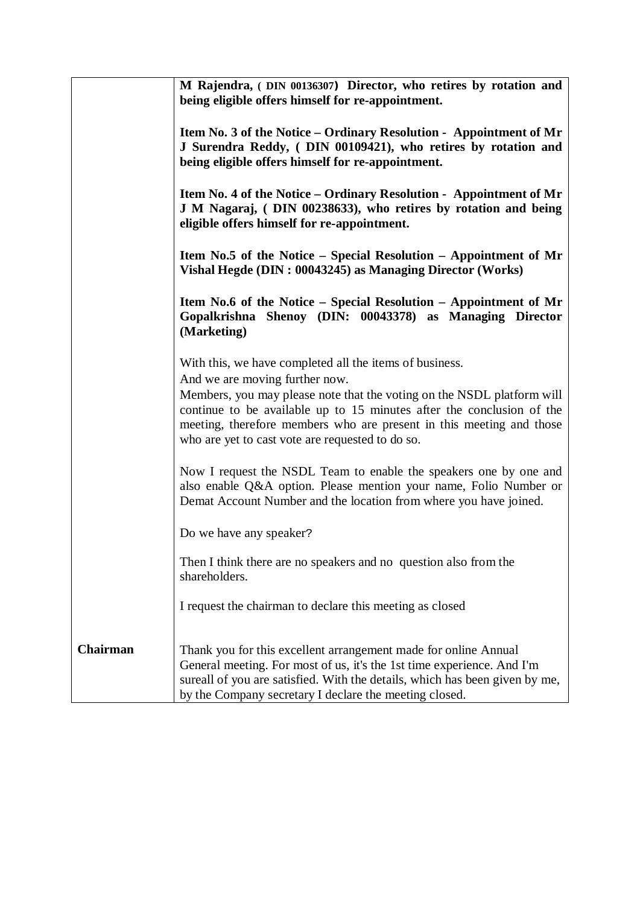| | |
|---|---|
| | **M Rajendra, ( DIN 00136307) Director, who retires by rotation and being eligible offers himself for re-appointment.**<br><br>**Item No. 3 of the Notice – Ordinary Resolution - Appointment of Mr J Surendra Reddy, ( DIN 00109421), who retires by rotation and being eligible offers himself for re-appointment.**<br><br>**Item No. 4 of the Notice – Ordinary Resolution - Appointment of Mr J M Nagaraj, ( DIN 00238633), who retires by rotation and being eligible offers himself for re-appointment.**<br><br>**Item No.5 of the Notice – Special Resolution – Appointment of Mr Vishal Hegde (DIN : 00043245) as Managing Director (Works)**<br><br>**Item No.6 of the Notice – Special Resolution – Appointment of Mr Gopalkrishna Shenoy (DIN: 00043378) as Managing Director (Marketing)**<br><br>With this, we have completed all the items of business.<br>And we are moving further now.<br>Members, you may please note that the voting on the NSDL platform will continue to be available up to 15 minutes after the conclusion of the meeting, therefore members who are present in this meeting and those who are yet to cast vote are requested to do so.<br><br>Now I request the NSDL Team to enable the speakers one by one and also enable Q&A option. Please mention your name, Folio Number or Demat Account Number and the location from where you have joined.<br><br>Do we have any speaker?<br><br>Then I think there are no speakers and no question also from the shareholders.<br><br>I request the chairman to declare this meeting as closed |
| **Chairman** | Thank you for this excellent arrangement made for online Annual General meeting. For most of us, it's the 1st time experience. And I'm sureall of you are satisfied. With the details, which has been given by me, by the Company secretary I declare the meeting closed. |